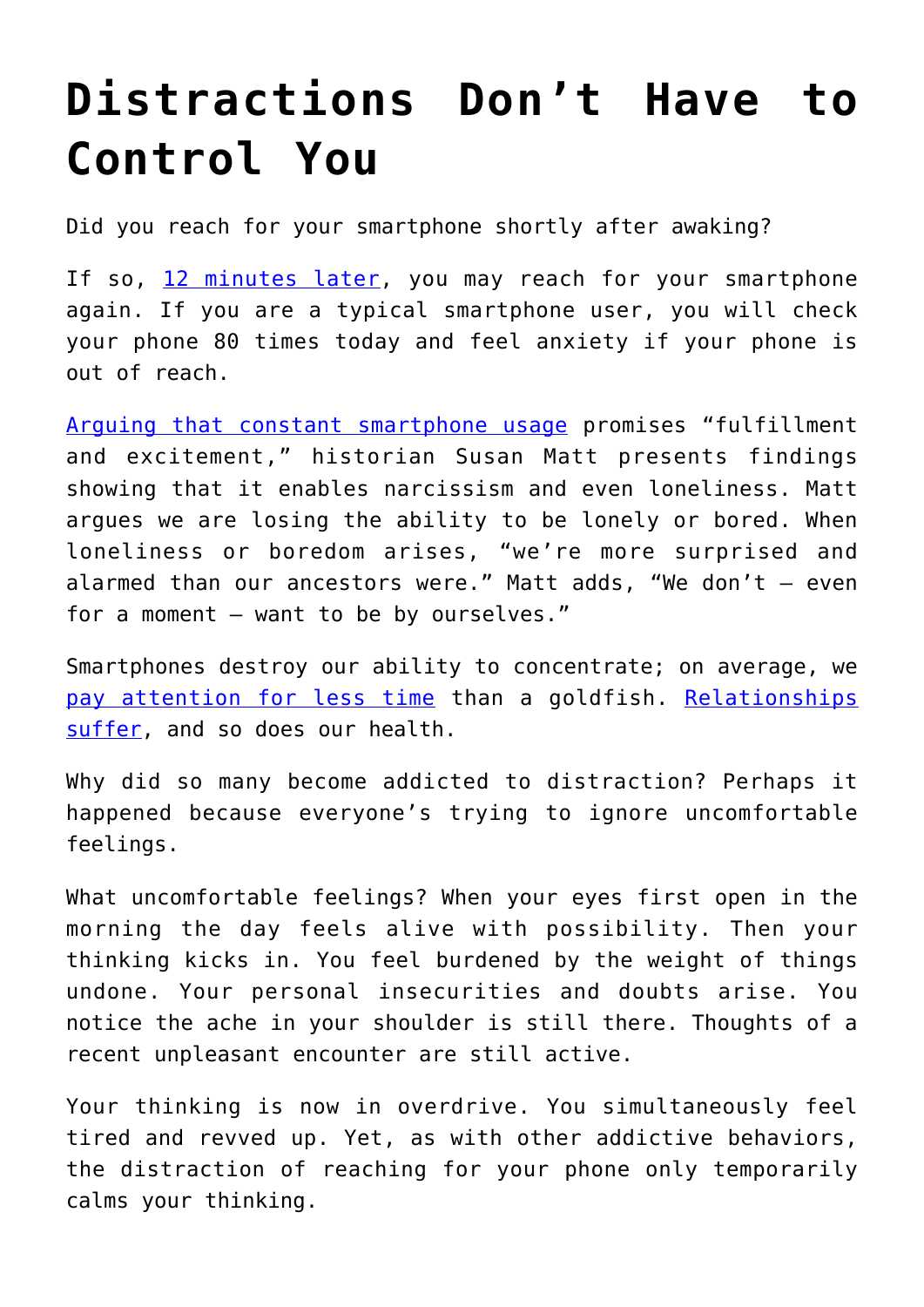# Distractions Don't Have to Control You

Did you reach for your smartphone shortly after awaking?

If so, 12 minutes later, you may reach for your smartphone again. If you are a typical smartphone user, you will check your phone 80 times today and feel anxiety if your phone is out of reach.

Arguing that constant smartphone usage promises "fulfillment and excitement," historian Susan Matt presents findings showing that it enables narcissism and even loneliness. Matt argues we are losing the ability to be lonely or bored. When loneliness or boredom arises, "we're more surprised and alarmed than our ancestors were." Matt adds, "We don't — even for a moment — want to be by ourselves."

Smartphones destroy our ability to concentrate; on average, we pay attention for less time than a goldfish. Relationships suffer, and so does our health.

Why did so many become addicted to distraction? Perhaps it happened because everyone's trying to ignore uncomfortable feelings.

What uncomfortable feelings? When your eyes first open in the morning the day feels alive with possibility. Then your thinking kicks in. You feel burdened by the weight of things undone. Your personal insecurities and doubts arise. You notice the ache in your shoulder is still there. Thoughts of a recent unpleasant encounter are still active.

Your thinking is now in overdrive. You simultaneously feel tired and revved up. Yet, as with other addictive behaviors, the distraction of reaching for your phone only temporarily calms your thinking.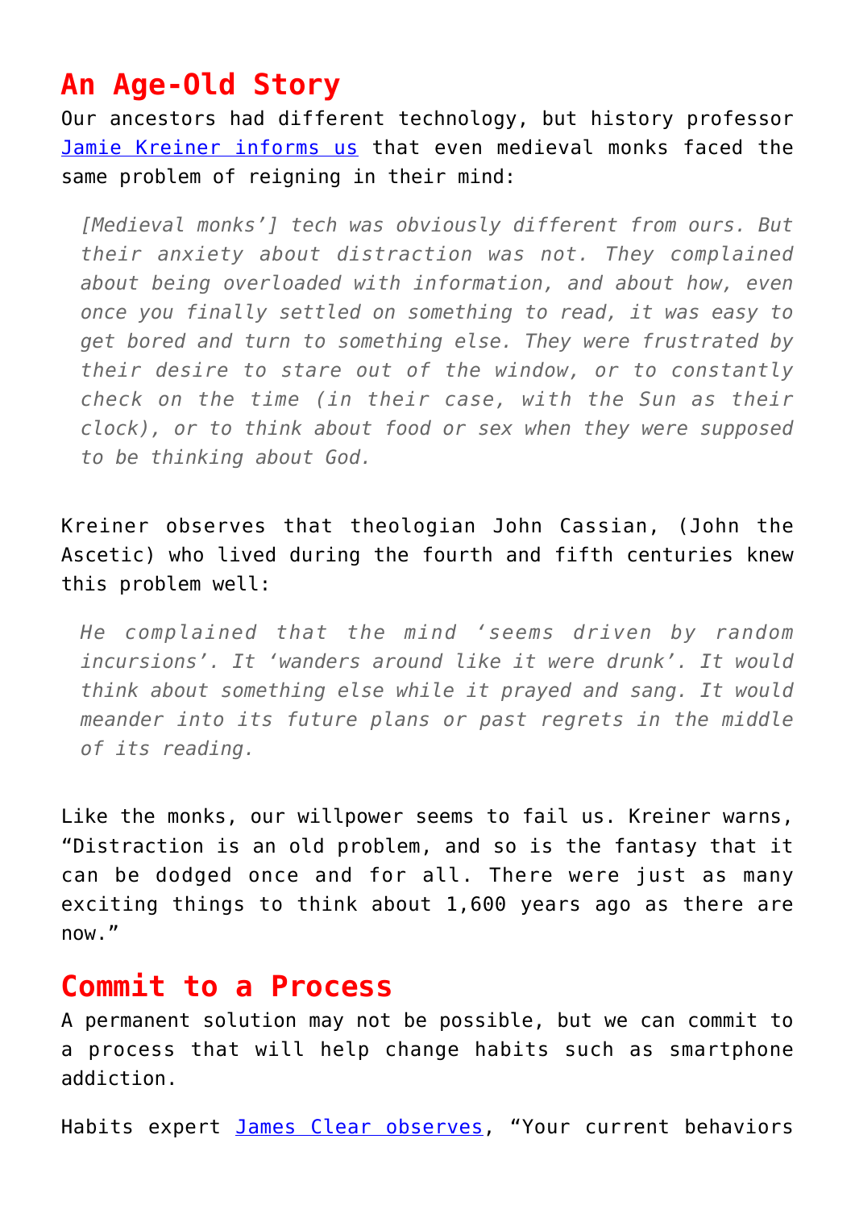## An Age-Old Story

Our ancestors had different technology, but history professor [Jamie Kreiner informs us](#) that even medieval monks faced the same problem of reigning in their mind:

> *[Medieval monks'] tech was obviously different from ours. But their anxiety about distraction was not. They complained about being overloaded with information, and about how, even once you finally settled on something to read, it was easy to get bored and turn to something else. They were frustrated by their desire to stare out of the window, or to constantly check on the time (in their case, with the Sun as their clock), or to think about food or sex when they were supposed to be thinking about God.*

Kreiner observes that theologian John Cassian, (John the Ascetic) who lived during the fourth and fifth centuries knew this problem well:

> *He complained that the mind 'seems driven by random incursions'. It 'wanders around like it were drunk'. It would think about something else while it prayed and sang. It would meander into its future plans or past regrets in the middle of its reading.*

Like the monks, our willpower seems to fail us. Kreiner warns, "Distraction is an old problem, and so is the fantasy that it can be dodged once and for all. There were just as many exciting things to think about 1,600 years ago as there are now."

## Commit to a Process

A permanent solution may not be possible, but we can commit to a process that will help change habits such as smartphone addiction.

Habits expert [James Clear observes](#), "Your current behaviors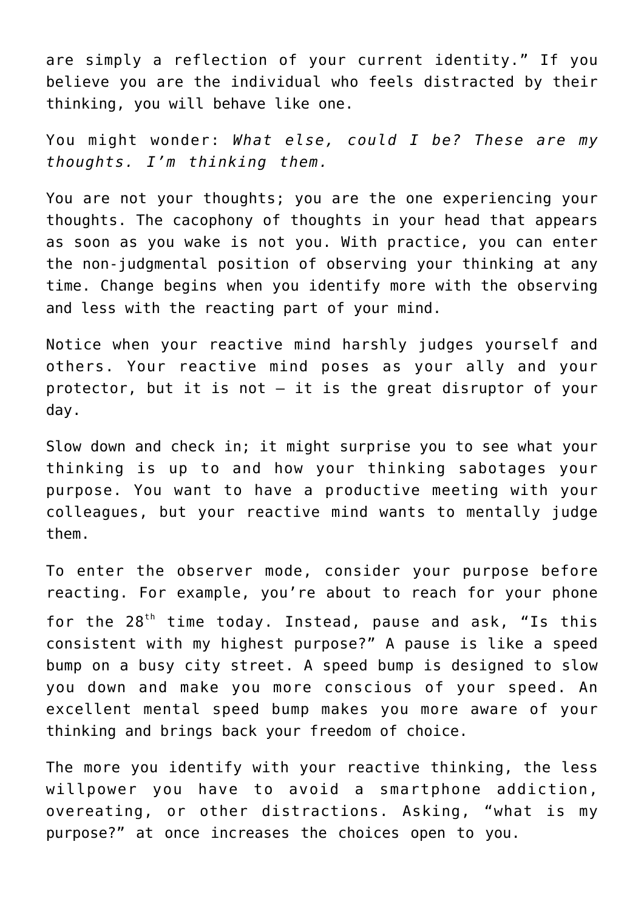are simply a reflection of your current identity." If you believe you are the individual who feels distracted by their thinking, you will behave like one.

You might wonder: *What else, could I be? These are my thoughts. I'm thinking them.*

You are not your thoughts; you are the one experiencing your thoughts. The cacophony of thoughts in your head that appears as soon as you wake is not you. With practice, you can enter the non-judgmental position of observing your thinking at any time. Change begins when you identify more with the observing and less with the reacting part of your mind.

Notice when your reactive mind harshly judges yourself and others. Your reactive mind poses as your ally and your protector, but it is not – it is the great disruptor of your day.

Slow down and check in; it might surprise you to see what your thinking is up to and how your thinking sabotages your purpose. You want to have a productive meeting with your colleagues, but your reactive mind wants to mentally judge them.

To enter the observer mode, consider your purpose before reacting. For example, you're about to reach for your phone for the 28th time today. Instead, pause and ask, "Is this consistent with my highest purpose?" A pause is like a speed bump on a busy city street. A speed bump is designed to slow you down and make you more conscious of your speed. An excellent mental speed bump makes you more aware of your thinking and brings back your freedom of choice.

The more you identify with your reactive thinking, the less willpower you have to avoid a smartphone addiction, overeating, or other distractions. Asking, "what is my purpose?" at once increases the choices open to you.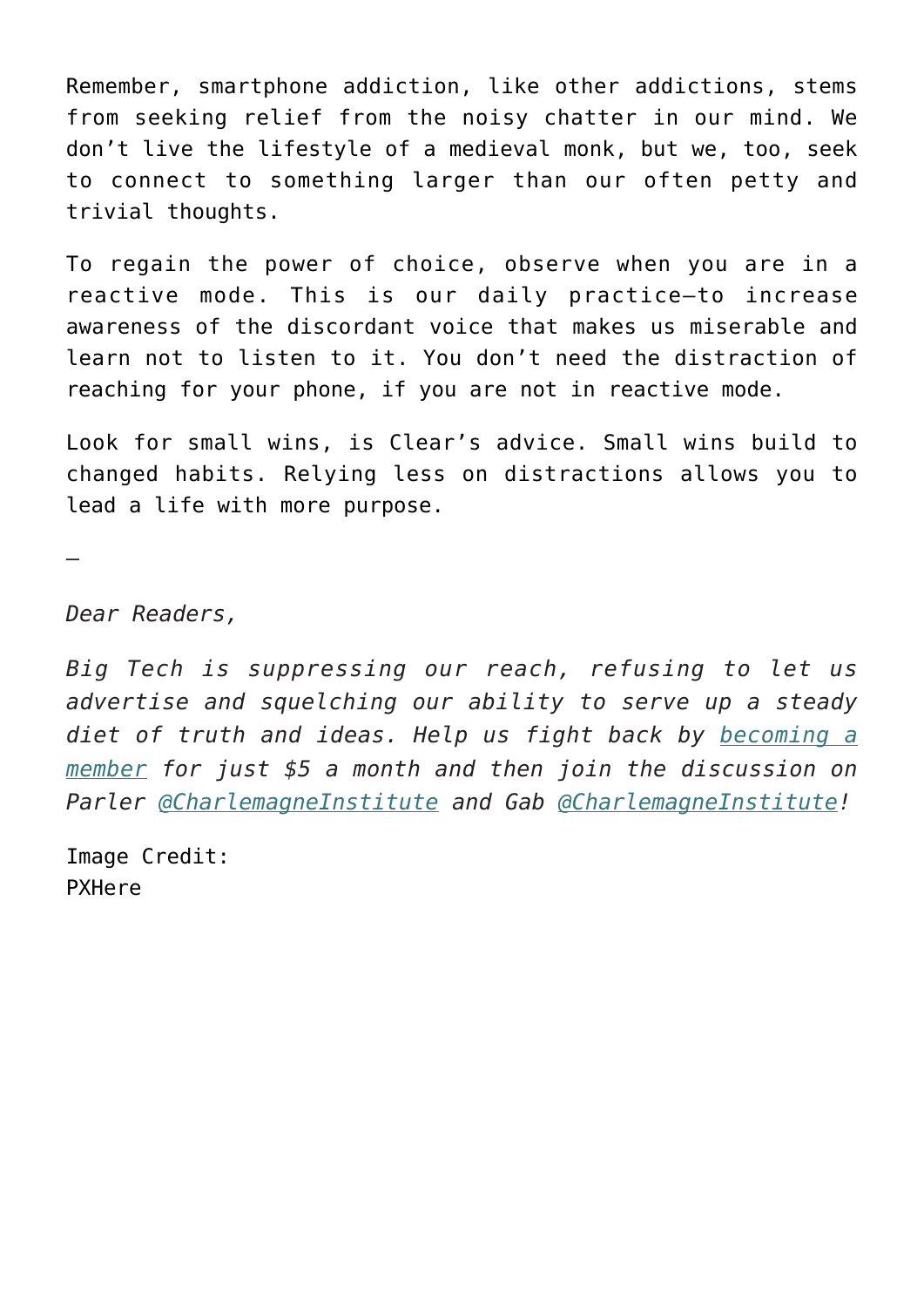Remember, smartphone addiction, like other addictions, stems from seeking relief from the noisy chatter in our mind. We don't live the lifestyle of a medieval monk, but we, too, seek to connect to something larger than our often petty and trivial thoughts.

To regain the power of choice, observe when you are in a reactive mode. This is our daily practice—to increase awareness of the discordant voice that makes us miserable and learn not to listen to it. You don't need the distraction of reaching for your phone, if you are not in reactive mode.

Look for small wins, is Clear's advice. Small wins build to changed habits. Relying less on distractions allows you to lead a life with more purpose.

—

*Dear Readers,*

*Big Tech is suppressing our reach, refusing to let us advertise and squelching our ability to serve up a steady diet of truth and ideas. Help us fight back by becoming a member for just $5 a month and then join the discussion on Parler @CharlemagneInstitute and Gab @CharlemagneInstitute!*

Image Credit:
PXHere